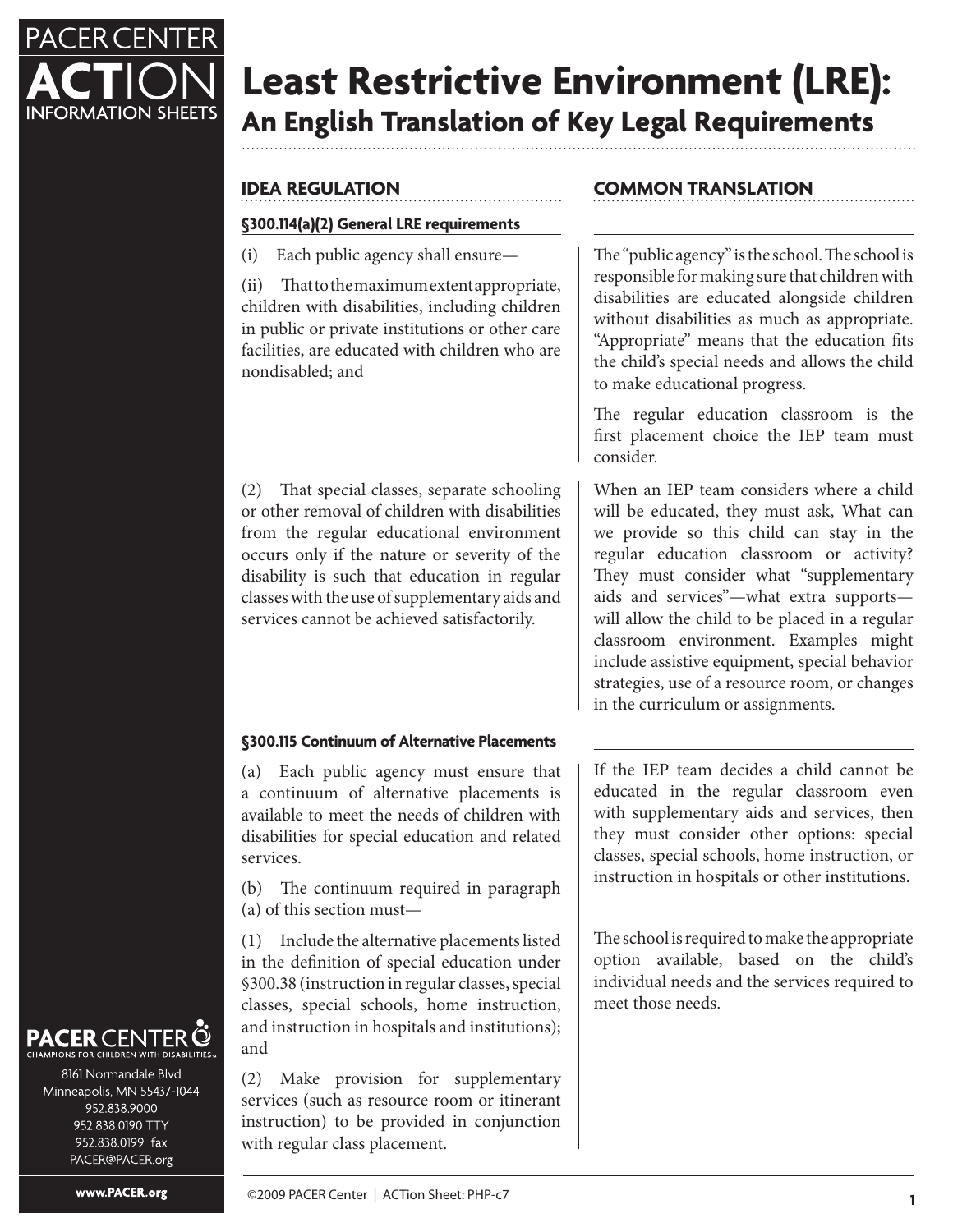PACER CENTER

ACTION INFORMATION SHEETS

# Least Restrictive Environment (LRE): An English Translation of Key Legal Requirements

| IDEA REGULATION | COMMON TRANSLATION |
| --- | --- |
| **§300.114(a)(2) General LRE requirements** | |
| (i) Each public agency shall ensure—<br><br>(ii) That to the maximum extent appropriate, children with disabilities, including children in public or private institutions or other care facilities, are educated with children who are nondisabled; and | The "public agency" is the school. The school is responsible for making sure that children with disabilities are educated alongside children without disabilities as much as appropriate. "Appropriate" means that the education fits the child's special needs and allows the child to make educational progress.<br><br>The regular education classroom is the first placement choice the IEP team must consider. |
| (2) That special classes, separate schooling or other removal of children with disabilities from the regular educational environment occurs only if the nature or severity of the disability is such that education in regular classes with the use of supplementary aids and services cannot be achieved satisfactorily. | When an IEP team considers where a child will be educated, they must ask, What can we provide so this child can stay in the regular education classroom or activity? They must consider what "supplementary aids and services"—what extra supports—will allow the child to be placed in a regular classroom environment. Examples might include assistive equipment, special behavior strategies, use of a resource room, or changes in the curriculum or assignments. |
| **§300.115 Continuum of Alternative Placements** | |
| (a) Each public agency must ensure that a continuum of alternative placements is available to meet the needs of children with disabilities for special education and related services. | If the IEP team decides a child cannot be educated in the regular classroom even with supplementary aids and services, then they must consider other options: special classes, special schools, home instruction, or instruction in hospitals or other institutions. |
| (b) The continuum required in paragraph (a) of this section must—<br><br>(1) Include the alternative placements listed in the definition of special education under §300.38 (instruction in regular classes, special classes, special schools, home instruction, and instruction in hospitals and institutions); and<br><br>(2) Make provision for supplementary services (such as resource room or itinerant instruction) to be provided in conjunction with regular class placement. | The school is required to make the appropriate option available, based on the child's individual needs and the services required to meet those needs. |

PACER CENTER
CHAMPIONS FOR CHILDREN WITH DISABILITIES

8161 Normandale Blvd
Minneapolis, MN 55437-1044
952.838.9000
952.838.0190 TTY
952.838.0199 fax
PACER@PACER.org

www.PACER.org

©2009 PACER Center | ACTion Sheet: PHP-c7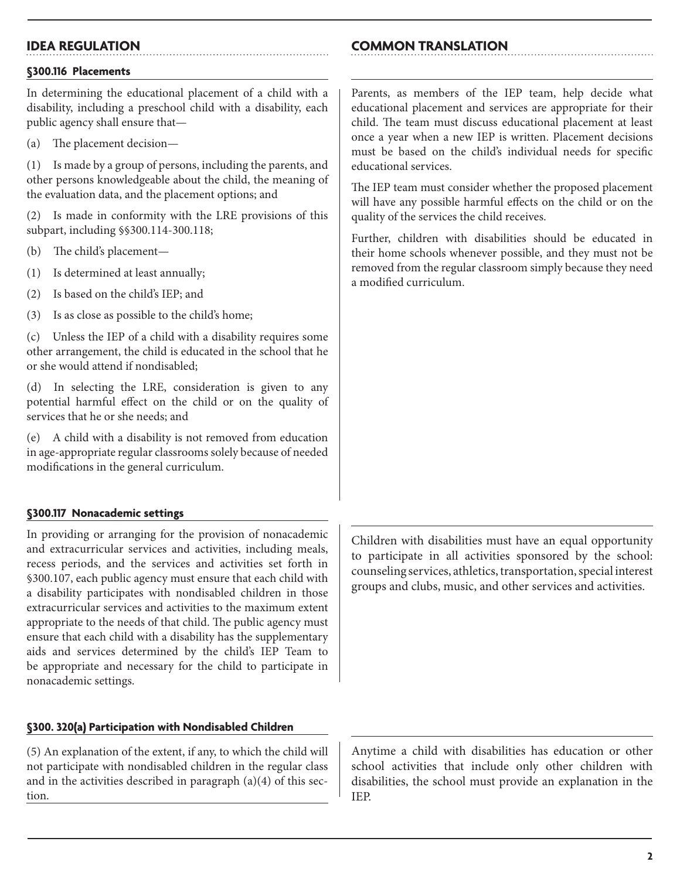## IDEA REGULATION

### §300.116 Placements

In determining the educational placement of a child with a disability, including a preschool child with a disability, each public agency shall ensure that—

(a) The placement decision—

(1) Is made by a group of persons, including the parents, and other persons knowledgeable about the child, the meaning of the evaluation data, and the placement options; and

(2) Is made in conformity with the LRE provisions of this subpart, including §§300.114-300.118;

(b) The child's placement—

(1) Is determined at least annually;

(2) Is based on the child's IEP; and

(3) Is as close as possible to the child's home;

(c) Unless the IEP of a child with a disability requires some other arrangement, the child is educated in the school that he or she would attend if nondisabled;

(d) In selecting the LRE, consideration is given to any potential harmful effect on the child or on the quality of services that he or she needs; and

(e) A child with a disability is not removed from education in age-appropriate regular classrooms solely because of needed modifications in the general curriculum.

## COMMON TRANSLATION

Parents, as members of the IEP team, help decide what educational placement and services are appropriate for their child. The team must discuss educational placement at least once a year when a new IEP is written. Placement decisions must be based on the child's individual needs for specific educational services.

The IEP team must consider whether the proposed placement will have any possible harmful effects on the child or on the quality of the services the child receives.

Further, children with disabilities should be educated in their home schools whenever possible, and they must not be removed from the regular classroom simply because they need a modified curriculum.

## IDEA REGULATION

### §300.117 Nonacademic settings

In providing or arranging for the provision of nonacademic and extracurricular services and activities, including meals, recess periods, and the services and activities set forth in §300.107, each public agency must ensure that each child with a disability participates with nondisabled children in those extracurricular services and activities to the maximum extent appropriate to the needs of that child. The public agency must ensure that each child with a disability has the supplementary aids and services determined by the child's IEP Team to be appropriate and necessary for the child to participate in nonacademic settings.

## COMMON TRANSLATION

Children with disabilities must have an equal opportunity to participate in all activities sponsored by the school: counseling services, athletics, transportation, special interest groups and clubs, music, and other services and activities.

## IDEA REGULATION

### §300. 320(a) Participation with Nondisabled Children

(5) An explanation of the extent, if any, to which the child will not participate with nondisabled children in the regular class and in the activities described in paragraph (a)(4) of this section.

## COMMON TRANSLATION

Anytime a child with disabilities has education or other school activities that include only other children with disabilities, the school must provide an explanation in the IEP.